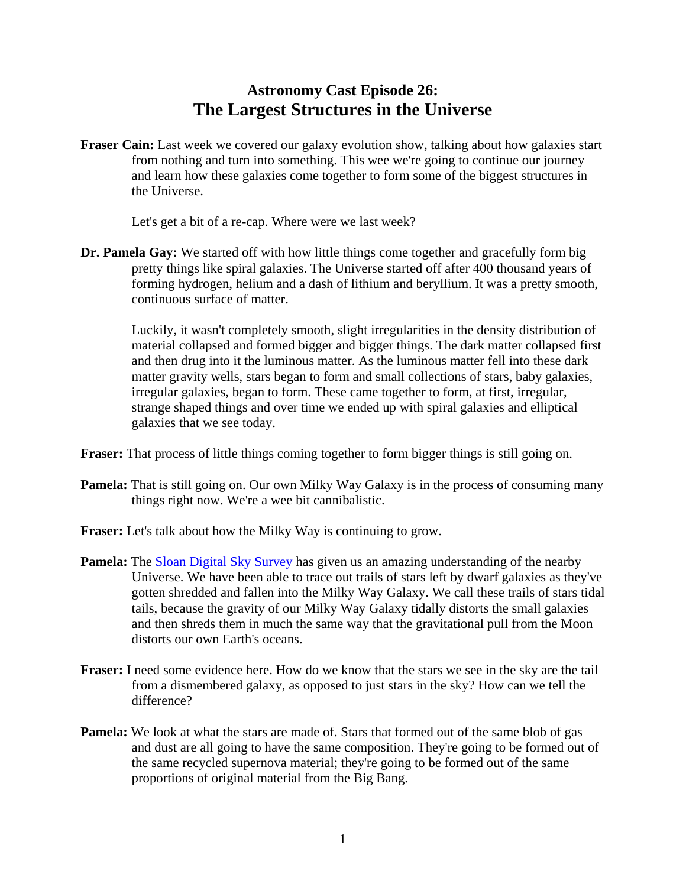# Astronomy Cast Episode 26:
# The Largest Structures in the Universe

**Fraser Cain:** Last week we covered our galaxy evolution show, talking about how galaxies start from nothing and turn into something. This wee we're going to continue our journey and learn how these galaxies come together to form some of the biggest structures in the Universe.

Let's get a bit of a re-cap. Where were we last week?

**Dr. Pamela Gay:** We started off with how little things come together and gracefully form big pretty things like spiral galaxies. The Universe started off after 400 thousand years of forming hydrogen, helium and a dash of lithium and beryllium. It was a pretty smooth, continuous surface of matter.

Luckily, it wasn't completely smooth, slight irregularities in the density distribution of material collapsed and formed bigger and bigger things. The dark matter collapsed first and then drug into it the luminous matter. As the luminous matter fell into these dark matter gravity wells, stars began to form and small collections of stars, baby galaxies, irregular galaxies, began to form. These came together to form, at first, irregular, strange shaped things and over time we ended up with spiral galaxies and elliptical galaxies that we see today.

**Fraser:** That process of little things coming together to form bigger things is still going on.

**Pamela:** That is still going on. Our own Milky Way Galaxy is in the process of consuming many things right now. We're a wee bit cannibalistic.

**Fraser:** Let's talk about how the Milky Way is continuing to grow.

**Pamela:** The Sloan Digital Sky Survey has given us an amazing understanding of the nearby Universe. We have been able to trace out trails of stars left by dwarf galaxies as they've gotten shredded and fallen into the Milky Way Galaxy. We call these trails of stars tidal tails, because the gravity of our Milky Way Galaxy tidally distorts the small galaxies and then shreds them in much the same way that the gravitational pull from the Moon distorts our own Earth's oceans.

**Fraser:** I need some evidence here. How do we know that the stars we see in the sky are the tail from a dismembered galaxy, as opposed to just stars in the sky? How can we tell the difference?

**Pamela:** We look at what the stars are made of. Stars that formed out of the same blob of gas and dust are all going to have the same composition. They're going to be formed out of the same recycled supernova material; they're going to be formed out of the same proportions of original material from the Big Bang.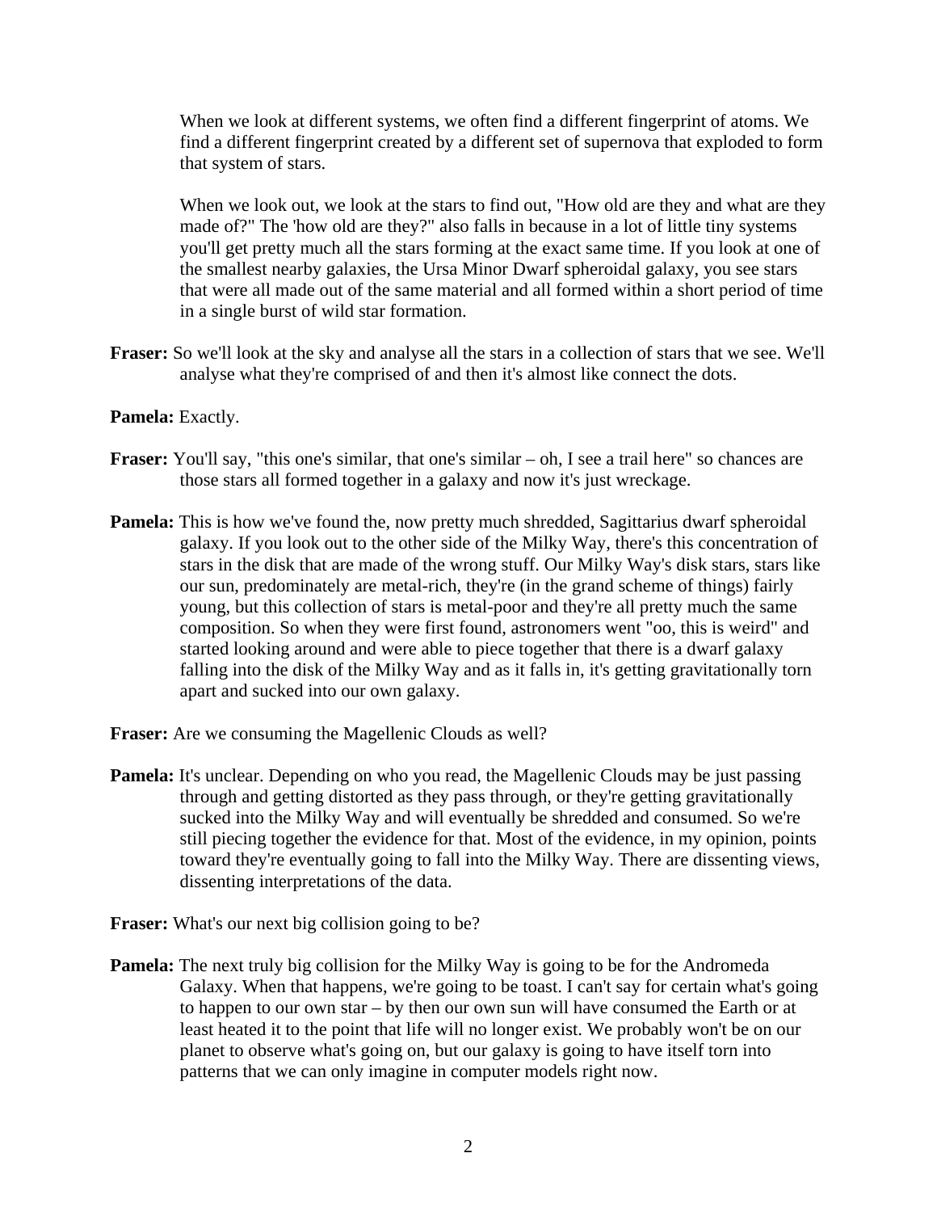When we look at different systems, we often find a different fingerprint of atoms. We find a different fingerprint created by a different set of supernova that exploded to form that system of stars.

When we look out, we look at the stars to find out, "How old are they and what are they made of?" The 'how old are they?" also falls in because in a lot of little tiny systems you'll get pretty much all the stars forming at the exact same time. If you look at one of the smallest nearby galaxies, the Ursa Minor Dwarf spheroidal galaxy, you see stars that were all made out of the same material and all formed within a short period of time in a single burst of wild star formation.

**Fraser:** So we'll look at the sky and analyse all the stars in a collection of stars that we see. We'll analyse what they're comprised of and then it's almost like connect the dots.

**Pamela:** Exactly.

**Fraser:** You'll say, "this one's similar, that one's similar – oh, I see a trail here" so chances are those stars all formed together in a galaxy and now it's just wreckage.

**Pamela:** This is how we've found the, now pretty much shredded, Sagittarius dwarf spheroidal galaxy. If you look out to the other side of the Milky Way, there's this concentration of stars in the disk that are made of the wrong stuff. Our Milky Way's disk stars, stars like our sun, predominately are metal-rich, they're (in the grand scheme of things) fairly young, but this collection of stars is metal-poor and they're all pretty much the same composition. So when they were first found, astronomers went "oo, this is weird" and started looking around and were able to piece together that there is a dwarf galaxy falling into the disk of the Milky Way and as it falls in, it's getting gravitationally torn apart and sucked into our own galaxy.

**Fraser:** Are we consuming the Magellenic Clouds as well?

**Pamela:** It's unclear. Depending on who you read, the Magellenic Clouds may be just passing through and getting distorted as they pass through, or they're getting gravitationally sucked into the Milky Way and will eventually be shredded and consumed. So we're still piecing together the evidence for that. Most of the evidence, in my opinion, points toward they're eventually going to fall into the Milky Way. There are dissenting views, dissenting interpretations of the data.

**Fraser:** What's our next big collision going to be?

**Pamela:** The next truly big collision for the Milky Way is going to be for the Andromeda Galaxy. When that happens, we're going to be toast. I can't say for certain what's going to happen to our own star – by then our own sun will have consumed the Earth or at least heated it to the point that life will no longer exist. We probably won't be on our planet to observe what's going on, but our galaxy is going to have itself torn into patterns that we can only imagine in computer models right now.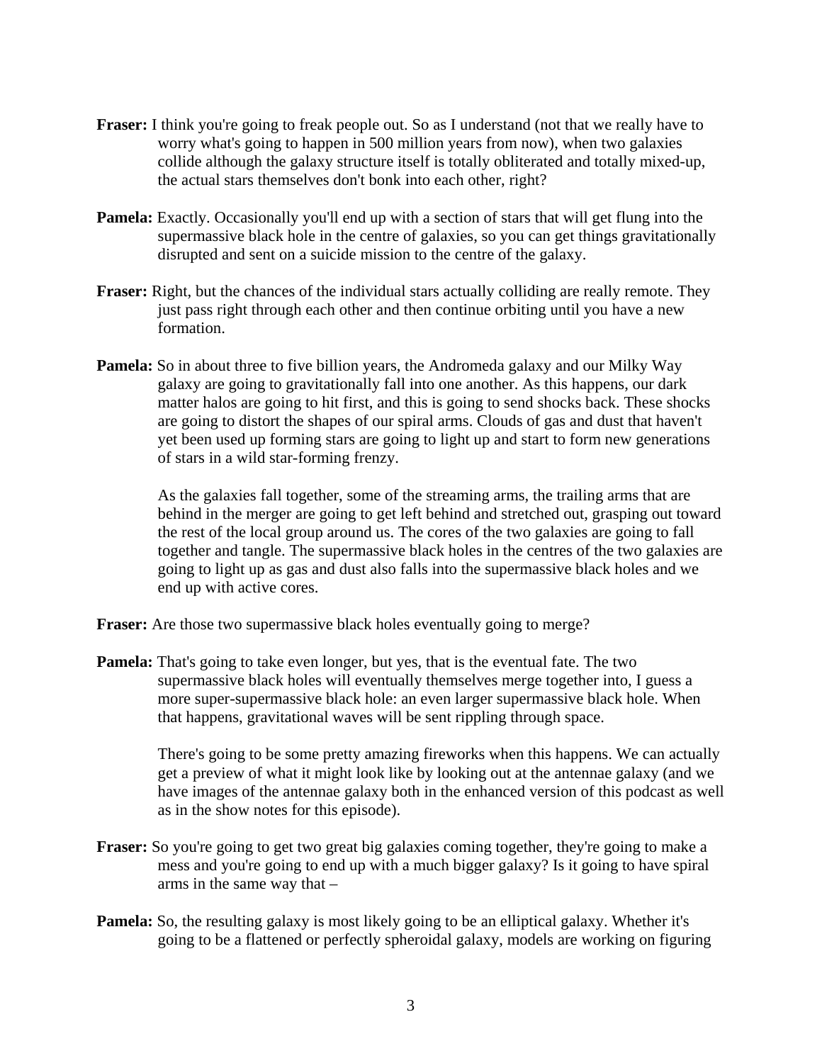**Fraser:** I think you're going to freak people out. So as I understand (not that we really have to worry what's going to happen in 500 million years from now), when two galaxies collide although the galaxy structure itself is totally obliterated and totally mixed-up, the actual stars themselves don't bonk into each other, right?

**Pamela:** Exactly. Occasionally you'll end up with a section of stars that will get flung into the supermassive black hole in the centre of galaxies, so you can get things gravitationally disrupted and sent on a suicide mission to the centre of the galaxy.

**Fraser:** Right, but the chances of the individual stars actually colliding are really remote. They just pass right through each other and then continue orbiting until you have a new formation.

**Pamela:** So in about three to five billion years, the Andromeda galaxy and our Milky Way galaxy are going to gravitationally fall into one another. As this happens, our dark matter halos are going to hit first, and this is going to send shocks back. These shocks are going to distort the shapes of our spiral arms. Clouds of gas and dust that haven't yet been used up forming stars are going to light up and start to form new generations of stars in a wild star-forming frenzy.

As the galaxies fall together, some of the streaming arms, the trailing arms that are behind in the merger are going to get left behind and stretched out, grasping out toward the rest of the local group around us. The cores of the two galaxies are going to fall together and tangle. The supermassive black holes in the centres of the two galaxies are going to light up as gas and dust also falls into the supermassive black holes and we end up with active cores.

**Fraser:** Are those two supermassive black holes eventually going to merge?

**Pamela:** That's going to take even longer, but yes, that is the eventual fate. The two supermassive black holes will eventually themselves merge together into, I guess a more super-supermassive black hole: an even larger supermassive black hole. When that happens, gravitational waves will be sent rippling through space.

There's going to be some pretty amazing fireworks when this happens. We can actually get a preview of what it might look like by looking out at the antennae galaxy (and we have images of the antennae galaxy both in the enhanced version of this podcast as well as in the show notes for this episode).

**Fraser:** So you're going to get two great big galaxies coming together, they're going to make a mess and you're going to end up with a much bigger galaxy? Is it going to have spiral arms in the same way that –

**Pamela:** So, the resulting galaxy is most likely going to be an elliptical galaxy. Whether it's going to be a flattened or perfectly spheroidal galaxy, models are working on figuring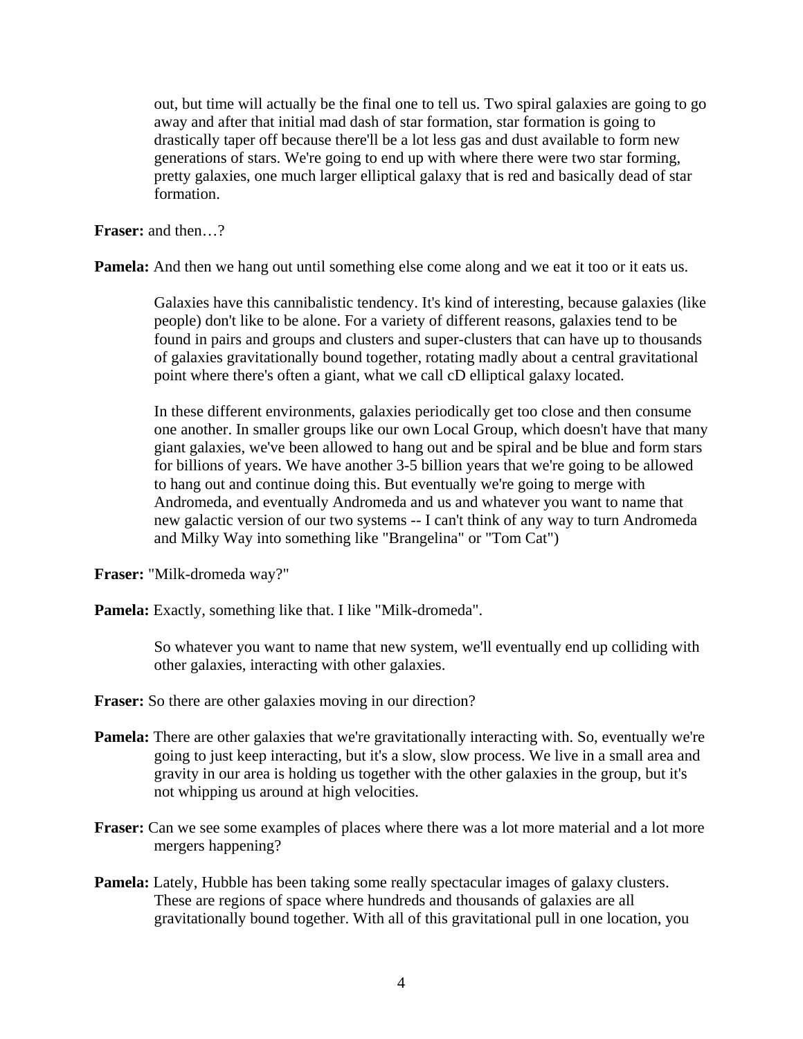out, but time will actually be the final one to tell us. Two spiral galaxies are going to go away and after that initial mad dash of star formation, star formation is going to drastically taper off because there'll be a lot less gas and dust available to form new generations of stars. We're going to end up with where there were two star forming, pretty galaxies, one much larger elliptical galaxy that is red and basically dead of star formation.

**Fraser:** and then…?

**Pamela:** And then we hang out until something else come along and we eat it too or it eats us.

Galaxies have this cannibalistic tendency. It's kind of interesting, because galaxies (like people) don't like to be alone. For a variety of different reasons, galaxies tend to be found in pairs and groups and clusters and super-clusters that can have up to thousands of galaxies gravitationally bound together, rotating madly about a central gravitational point where there's often a giant, what we call cD elliptical galaxy located.

In these different environments, galaxies periodically get too close and then consume one another. In smaller groups like our own Local Group, which doesn't have that many giant galaxies, we've been allowed to hang out and be spiral and be blue and form stars for billions of years. We have another 3-5 billion years that we're going to be allowed to hang out and continue doing this. But eventually we're going to merge with Andromeda, and eventually Andromeda and us and whatever you want to name that new galactic version of our two systems -- I can't think of any way to turn Andromeda and Milky Way into something like "Brangelina" or "Tom Cat")

**Fraser:** "Milk-dromeda way?"

**Pamela:** Exactly, something like that. I like "Milk-dromeda".

So whatever you want to name that new system, we'll eventually end up colliding with other galaxies, interacting with other galaxies.

**Fraser:** So there are other galaxies moving in our direction?

**Pamela:** There are other galaxies that we're gravitationally interacting with. So, eventually we're going to just keep interacting, but it's a slow, slow process. We live in a small area and gravity in our area is holding us together with the other galaxies in the group, but it's not whipping us around at high velocities.

**Fraser:** Can we see some examples of places where there was a lot more material and a lot more mergers happening?

**Pamela:** Lately, Hubble has been taking some really spectacular images of galaxy clusters. These are regions of space where hundreds and thousands of galaxies are all gravitationally bound together. With all of this gravitational pull in one location, you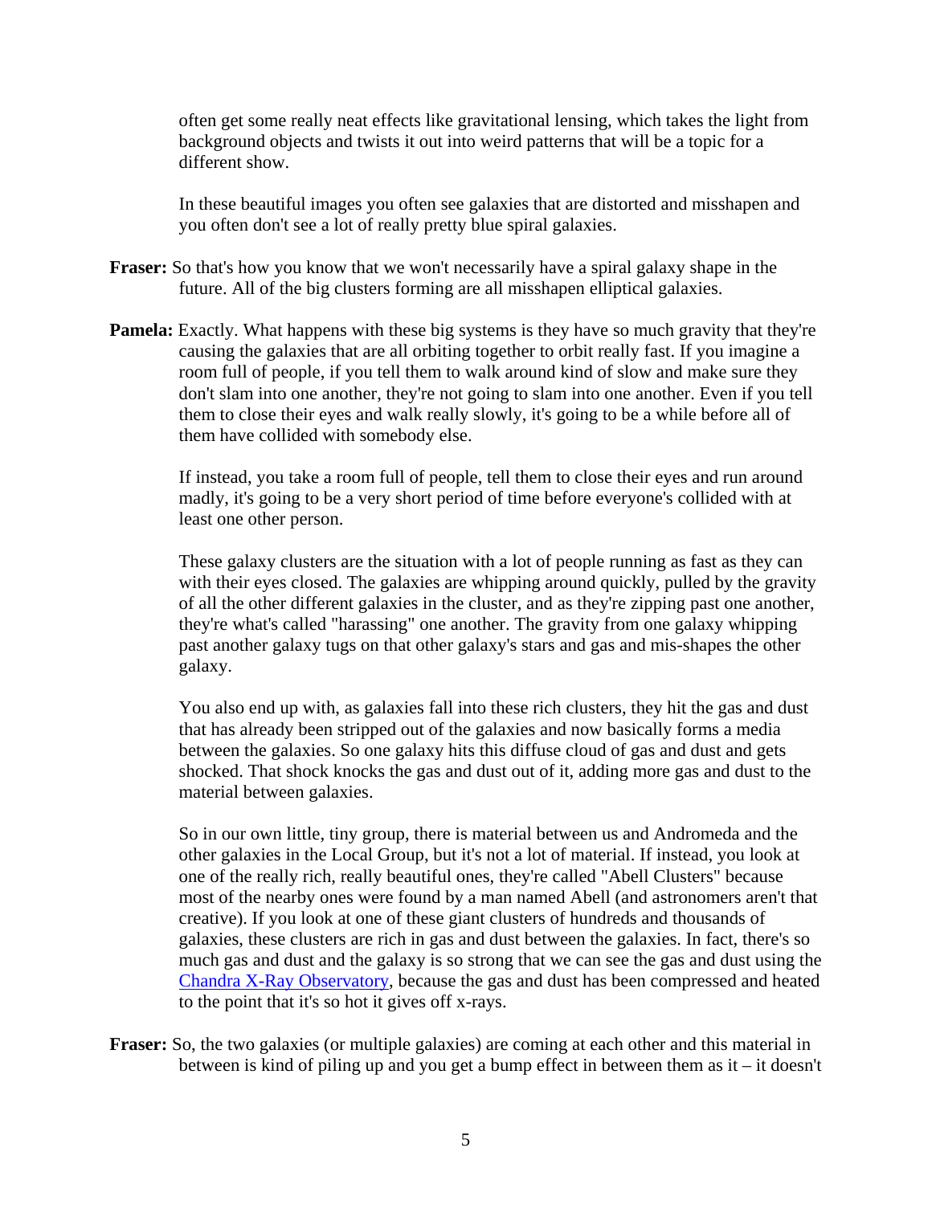often get some really neat effects like gravitational lensing, which takes the light from background objects and twists it out into weird patterns that will be a topic for a different show.

In these beautiful images you often see galaxies that are distorted and misshapen and you often don't see a lot of really pretty blue spiral galaxies.

**Fraser:** So that's how you know that we won't necessarily have a spiral galaxy shape in the future. All of the big clusters forming are all misshapen elliptical galaxies.

**Pamela:** Exactly. What happens with these big systems is they have so much gravity that they're causing the galaxies that are all orbiting together to orbit really fast. If you imagine a room full of people, if you tell them to walk around kind of slow and make sure they don't slam into one another, they're not going to slam into one another. Even if you tell them to close their eyes and walk really slowly, it's going to be a while before all of them have collided with somebody else.

If instead, you take a room full of people, tell them to close their eyes and run around madly, it's going to be a very short period of time before everyone's collided with at least one other person.

These galaxy clusters are the situation with a lot of people running as fast as they can with their eyes closed. The galaxies are whipping around quickly, pulled by the gravity of all the other different galaxies in the cluster, and as they're zipping past one another, they're what's called "harassing" one another. The gravity from one galaxy whipping past another galaxy tugs on that other galaxy's stars and gas and mis-shapes the other galaxy.

You also end up with, as galaxies fall into these rich clusters, they hit the gas and dust that has already been stripped out of the galaxies and now basically forms a media between the galaxies. So one galaxy hits this diffuse cloud of gas and dust and gets shocked. That shock knocks the gas and dust out of it, adding more gas and dust to the material between galaxies.

So in our own little, tiny group, there is material between us and Andromeda and the other galaxies in the Local Group, but it's not a lot of material. If instead, you look at one of the really rich, really beautiful ones, they're called "Abell Clusters" because most of the nearby ones were found by a man named Abell (and astronomers aren't that creative). If you look at one of these giant clusters of hundreds and thousands of galaxies, these clusters are rich in gas and dust between the galaxies. In fact, there's so much gas and dust and the galaxy is so strong that we can see the gas and dust using the Chandra X-Ray Observatory, because the gas and dust has been compressed and heated to the point that it's so hot it gives off x-rays.

**Fraser:** So, the two galaxies (or multiple galaxies) are coming at each other and this material in between is kind of piling up and you get a bump effect in between them as it – it doesn't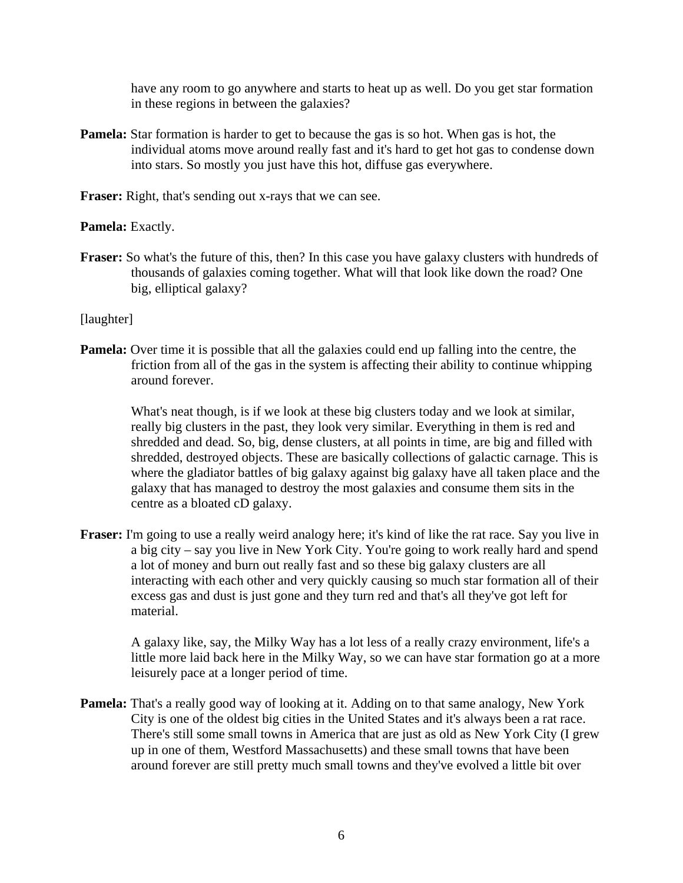have any room to go anywhere and starts to heat up as well. Do you get star formation in these regions in between the galaxies?

**Pamela:** Star formation is harder to get to because the gas is so hot. When gas is hot, the individual atoms move around really fast and it's hard to get hot gas to condense down into stars. So mostly you just have this hot, diffuse gas everywhere.

**Fraser:** Right, that's sending out x-rays that we can see.

**Pamela:** Exactly.

**Fraser:** So what's the future of this, then? In this case you have galaxy clusters with hundreds of thousands of galaxies coming together. What will that look like down the road? One big, elliptical galaxy?

[laughter]

**Pamela:** Over time it is possible that all the galaxies could end up falling into the centre, the friction from all of the gas in the system is affecting their ability to continue whipping around forever.

What's neat though, is if we look at these big clusters today and we look at similar, really big clusters in the past, they look very similar. Everything in them is red and shredded and dead. So, big, dense clusters, at all points in time, are big and filled with shredded, destroyed objects. These are basically collections of galactic carnage. This is where the gladiator battles of big galaxy against big galaxy have all taken place and the galaxy that has managed to destroy the most galaxies and consume them sits in the centre as a bloated cD galaxy.

**Fraser:** I'm going to use a really weird analogy here; it's kind of like the rat race. Say you live in a big city – say you live in New York City. You're going to work really hard and spend a lot of money and burn out really fast and so these big galaxy clusters are all interacting with each other and very quickly causing so much star formation all of their excess gas and dust is just gone and they turn red and that's all they've got left for material.

A galaxy like, say, the Milky Way has a lot less of a really crazy environment, life's a little more laid back here in the Milky Way, so we can have star formation go at a more leisurely pace at a longer period of time.

**Pamela:** That's a really good way of looking at it. Adding on to that same analogy, New York City is one of the oldest big cities in the United States and it's always been a rat race. There's still some small towns in America that are just as old as New York City (I grew up in one of them, Westford Massachusetts) and these small towns that have been around forever are still pretty much small towns and they've evolved a little bit over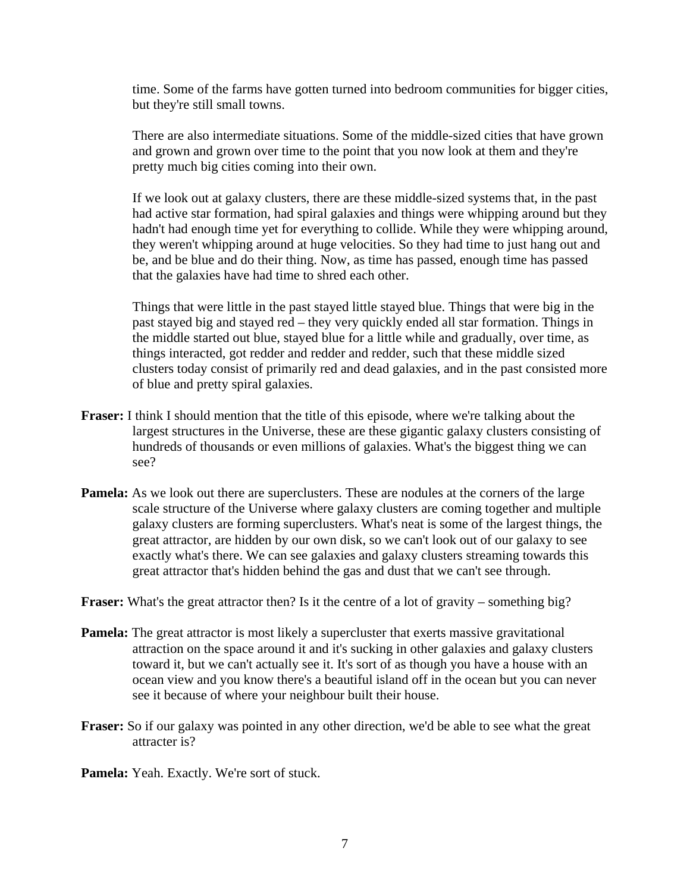time. Some of the farms have gotten turned into bedroom communities for bigger cities, but they're still small towns.

There are also intermediate situations. Some of the middle-sized cities that have grown and grown and grown over time to the point that you now look at them and they're pretty much big cities coming into their own.

If we look out at galaxy clusters, there are these middle-sized systems that, in the past had active star formation, had spiral galaxies and things were whipping around but they hadn't had enough time yet for everything to collide. While they were whipping around, they weren't whipping around at huge velocities. So they had time to just hang out and be, and be blue and do their thing. Now, as time has passed, enough time has passed that the galaxies have had time to shred each other.

Things that were little in the past stayed little stayed blue. Things that were big in the past stayed big and stayed red – they very quickly ended all star formation. Things in the middle started out blue, stayed blue for a little while and gradually, over time, as things interacted, got redder and redder and redder, such that these middle sized clusters today consist of primarily red and dead galaxies, and in the past consisted more of blue and pretty spiral galaxies.

**Fraser:** I think I should mention that the title of this episode, where we're talking about the largest structures in the Universe, these are these gigantic galaxy clusters consisting of hundreds of thousands or even millions of galaxies. What's the biggest thing we can see?

**Pamela:** As we look out there are superclusters. These are nodules at the corners of the large scale structure of the Universe where galaxy clusters are coming together and multiple galaxy clusters are forming superclusters. What's neat is some of the largest things, the great attractor, are hidden by our own disk, so we can't look out of our galaxy to see exactly what's there. We can see galaxies and galaxy clusters streaming towards this great attractor that's hidden behind the gas and dust that we can't see through.

**Fraser:** What's the great attractor then? Is it the centre of a lot of gravity – something big?

**Pamela:** The great attractor is most likely a supercluster that exerts massive gravitational attraction on the space around it and it's sucking in other galaxies and galaxy clusters toward it, but we can't actually see it. It's sort of as though you have a house with an ocean view and you know there's a beautiful island off in the ocean but you can never see it because of where your neighbour built their house.

**Fraser:** So if our galaxy was pointed in any other direction, we'd be able to see what the great attracter is?

**Pamela:** Yeah. Exactly. We're sort of stuck.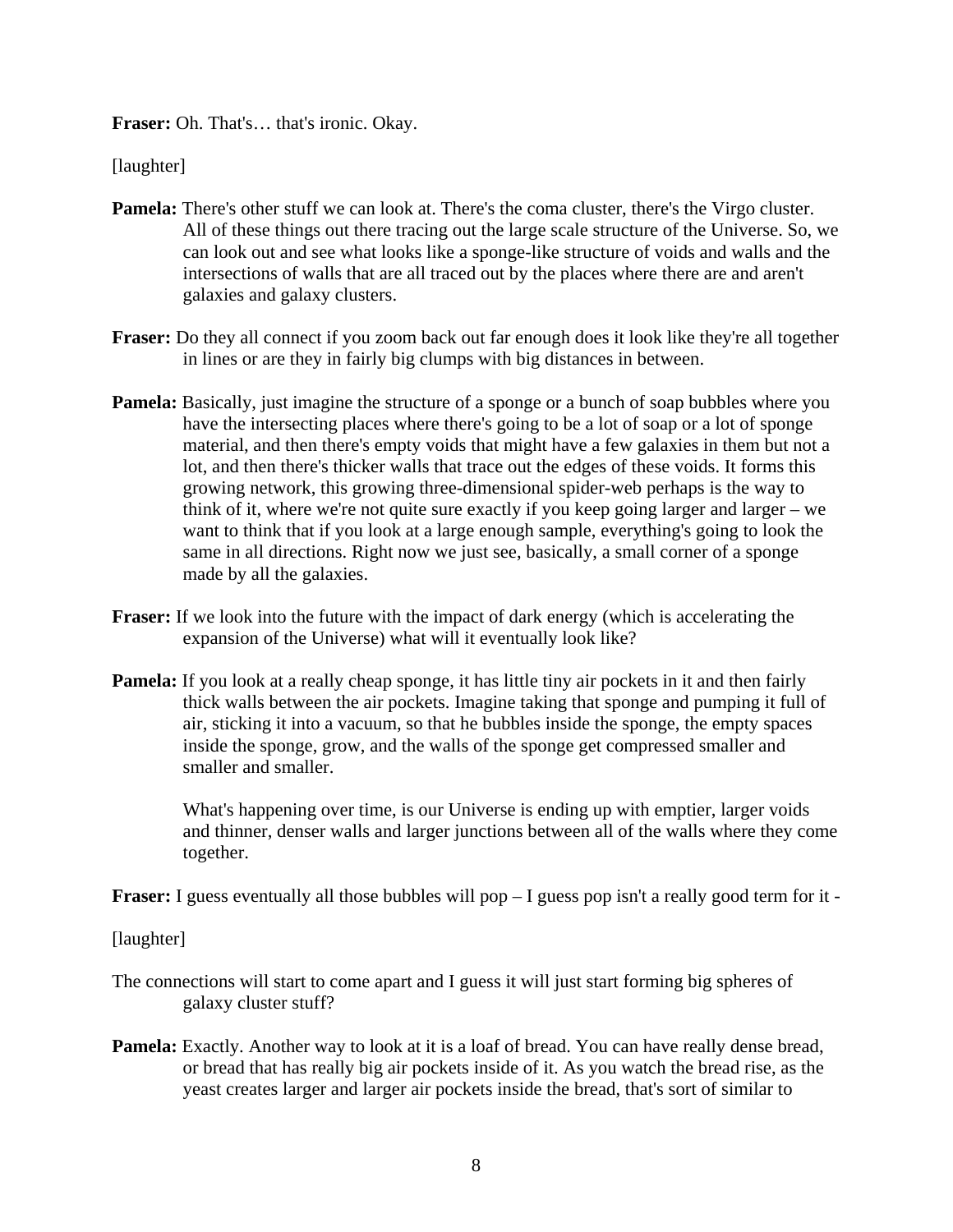**Fraser:** Oh. That's… that's ironic. Okay.

[laughter]

**Pamela:** There's other stuff we can look at. There's the coma cluster, there's the Virgo cluster. All of these things out there tracing out the large scale structure of the Universe. So, we can look out and see what looks like a sponge-like structure of voids and walls and the intersections of walls that are all traced out by the places where there are and aren't galaxies and galaxy clusters.

**Fraser:** Do they all connect if you zoom back out far enough does it look like they're all together in lines or are they in fairly big clumps with big distances in between.

**Pamela:** Basically, just imagine the structure of a sponge or a bunch of soap bubbles where you have the intersecting places where there's going to be a lot of soap or a lot of sponge material, and then there's empty voids that might have a few galaxies in them but not a lot, and then there's thicker walls that trace out the edges of these voids. It forms this growing network, this growing three-dimensional spider-web perhaps is the way to think of it, where we're not quite sure exactly if you keep going larger and larger – we want to think that if you look at a large enough sample, everything's going to look the same in all directions. Right now we just see, basically, a small corner of a sponge made by all the galaxies.

**Fraser:** If we look into the future with the impact of dark energy (which is accelerating the expansion of the Universe) what will it eventually look like?

**Pamela:** If you look at a really cheap sponge, it has little tiny air pockets in it and then fairly thick walls between the air pockets. Imagine taking that sponge and pumping it full of air, sticking it into a vacuum, so that he bubbles inside the sponge, the empty spaces inside the sponge, grow, and the walls of the sponge get compressed smaller and smaller and smaller.

What's happening over time, is our Universe is ending up with emptier, larger voids and thinner, denser walls and larger junctions between all of the walls where they come together.

**Fraser:** I guess eventually all those bubbles will pop – I guess pop isn't a really good term for it -

[laughter]

The connections will start to come apart and I guess it will just start forming big spheres of galaxy cluster stuff?

**Pamela:** Exactly. Another way to look at it is a loaf of bread. You can have really dense bread, or bread that has really big air pockets inside of it. As you watch the bread rise, as the yeast creates larger and larger air pockets inside the bread, that's sort of similar to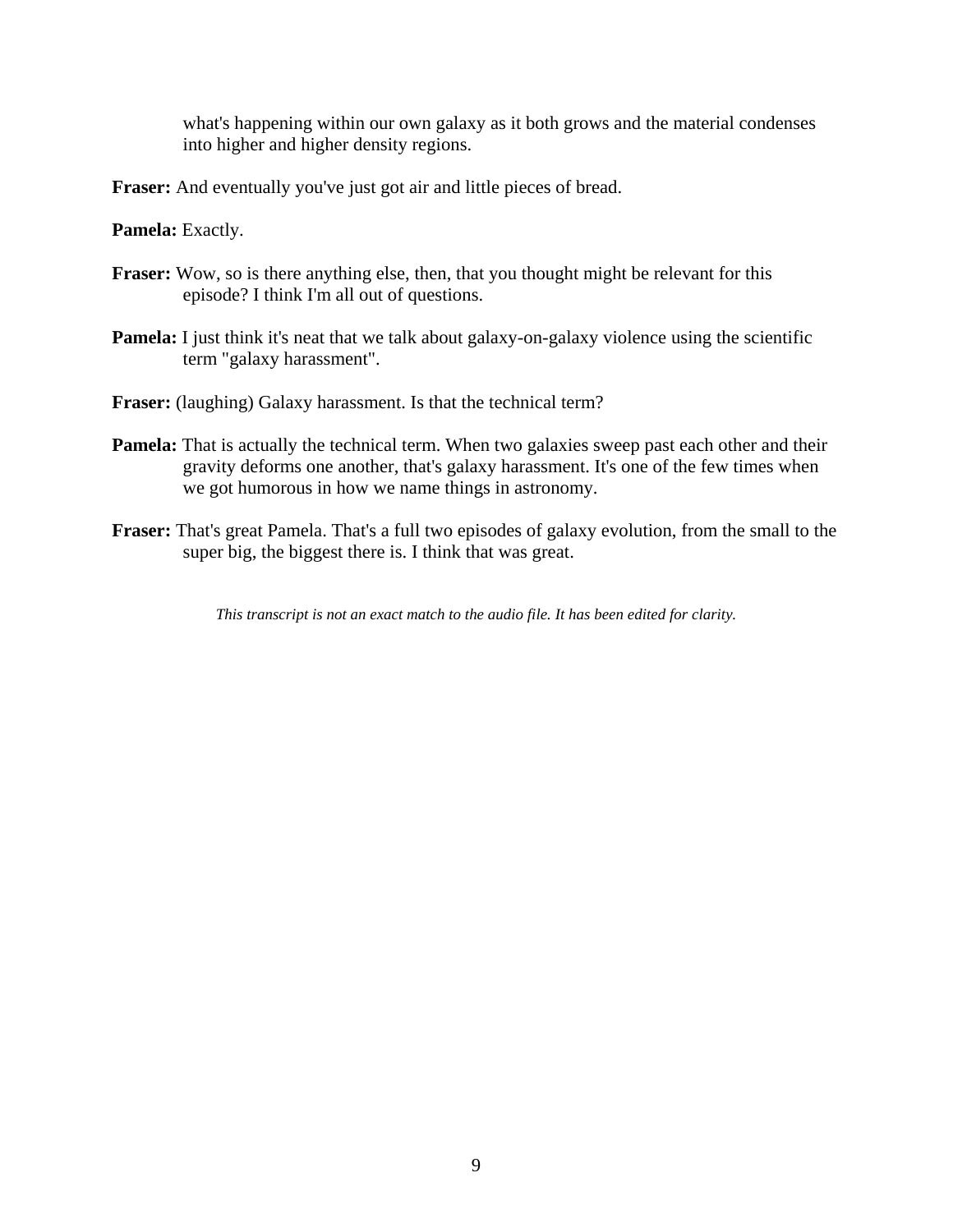what's happening within our own galaxy as it both grows and the material condenses into higher and higher density regions.

**Fraser:** And eventually you've just got air and little pieces of bread.

**Pamela:** Exactly.

**Fraser:** Wow, so is there anything else, then, that you thought might be relevant for this episode? I think I'm all out of questions.

**Pamela:** I just think it's neat that we talk about galaxy-on-galaxy violence using the scientific term "galaxy harassment".

**Fraser:** (laughing) Galaxy harassment. Is that the technical term?

**Pamela:** That is actually the technical term. When two galaxies sweep past each other and their gravity deforms one another, that's galaxy harassment. It's one of the few times when we got humorous in how we name things in astronomy.

**Fraser:** That's great Pamela. That's a full two episodes of galaxy evolution, from the small to the super big, the biggest there is. I think that was great.

*This transcript is not an exact match to the audio file. It has been edited for clarity.*